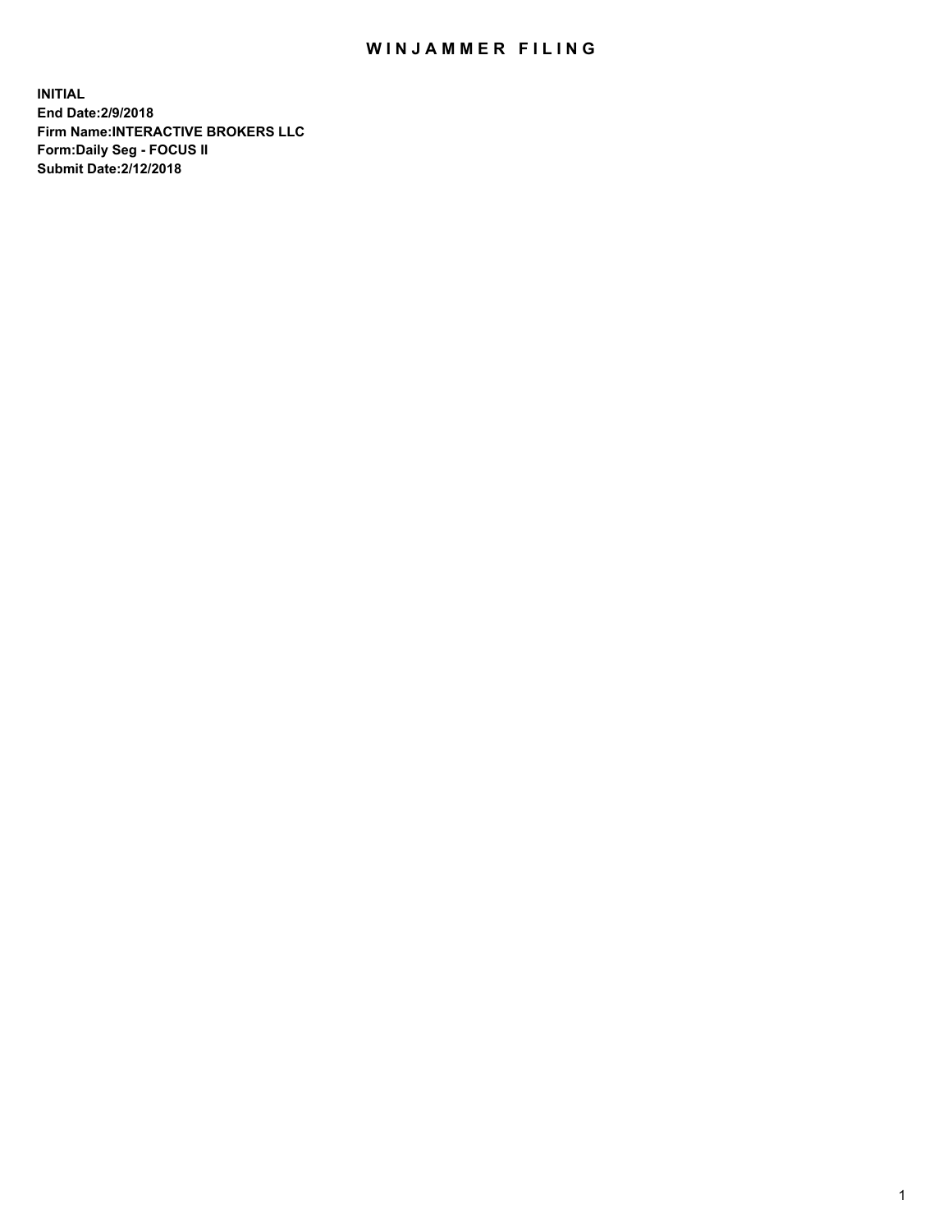# WINJAMMER FILING

**INITIAL**
**End Date:2/9/2018**
**Firm Name:INTERACTIVE BROKERS LLC**
**Form:Daily Seg - FOCUS II**
**Submit Date:2/12/2018**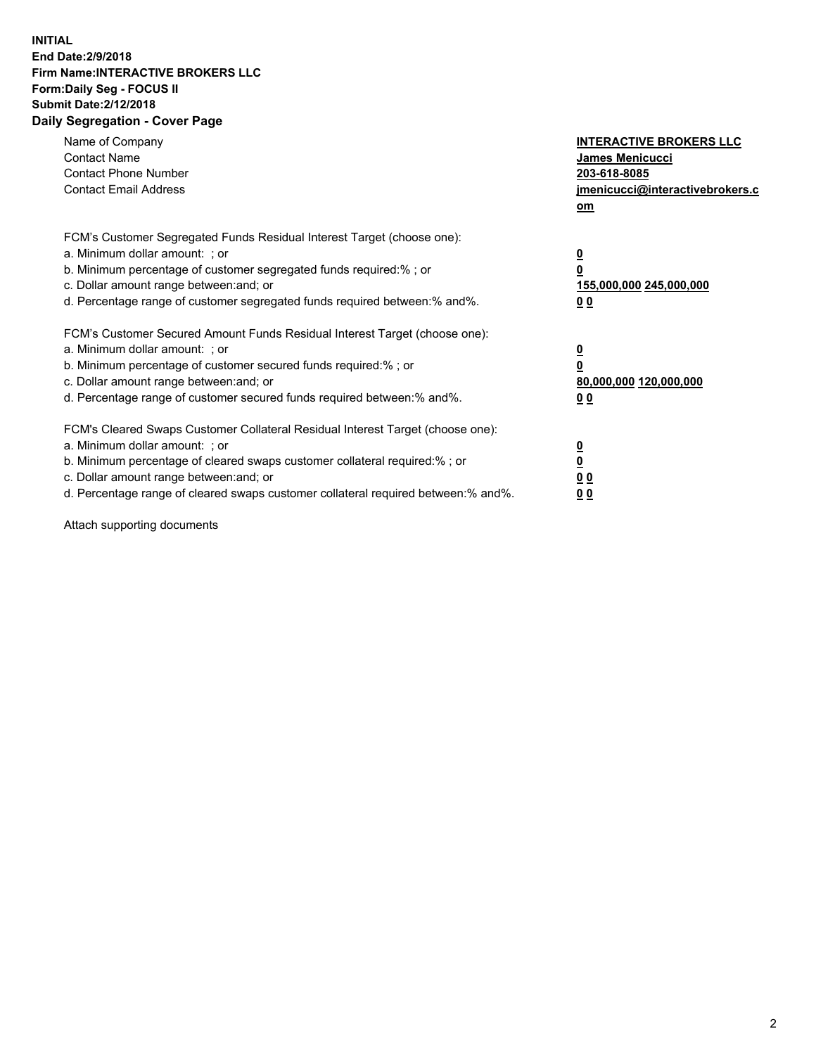**INITIAL**
**End Date:2/9/2018**
**Firm Name:INTERACTIVE BROKERS LLC**
**Form:Daily Seg - FOCUS II**
**Submit Date:2/12/2018**
**Daily Segregation - Cover Page**

| | |
|---|---|
| Name of Company | **INTERACTIVE BROKERS LLC** |
| Contact Name | **James Menicucci** |
| Contact Phone Number | **203-618-8085** |
| Contact Email Address | **jmenicucci@interactivebrokers.com** |

| | |
|---|---|
| FCM's Customer Segregated Funds Residual Interest Target (choose one): | |
| a. Minimum dollar amount: ; or | **0** |
| b. Minimum percentage of customer segregated funds required:% ; or | **0** |
| c. Dollar amount range between:and; or | **155,000,000 245,000,000** |
| d. Percentage range of customer segregated funds required between:% and%. | **0 0** |
| FCM's Customer Secured Amount Funds Residual Interest Target (choose one): | |
| a. Minimum dollar amount: ; or | **0** |
| b. Minimum percentage of customer secured funds required:% ; or | **0** |
| c. Dollar amount range between:and; or | **80,000,000 120,000,000** |
| d. Percentage range of customer secured funds required between:% and%. | **0 0** |
| FCM's Cleared Swaps Customer Collateral Residual Interest Target (choose one): | |
| a. Minimum dollar amount: ; or | **0** |
| b. Minimum percentage of cleared swaps customer collateral required:% ; or | **0** |
| c. Dollar amount range between:and; or | **0 0** |
| d. Percentage range of cleared swaps customer collateral required between:% and%. | **0 0** |

Attach supporting documents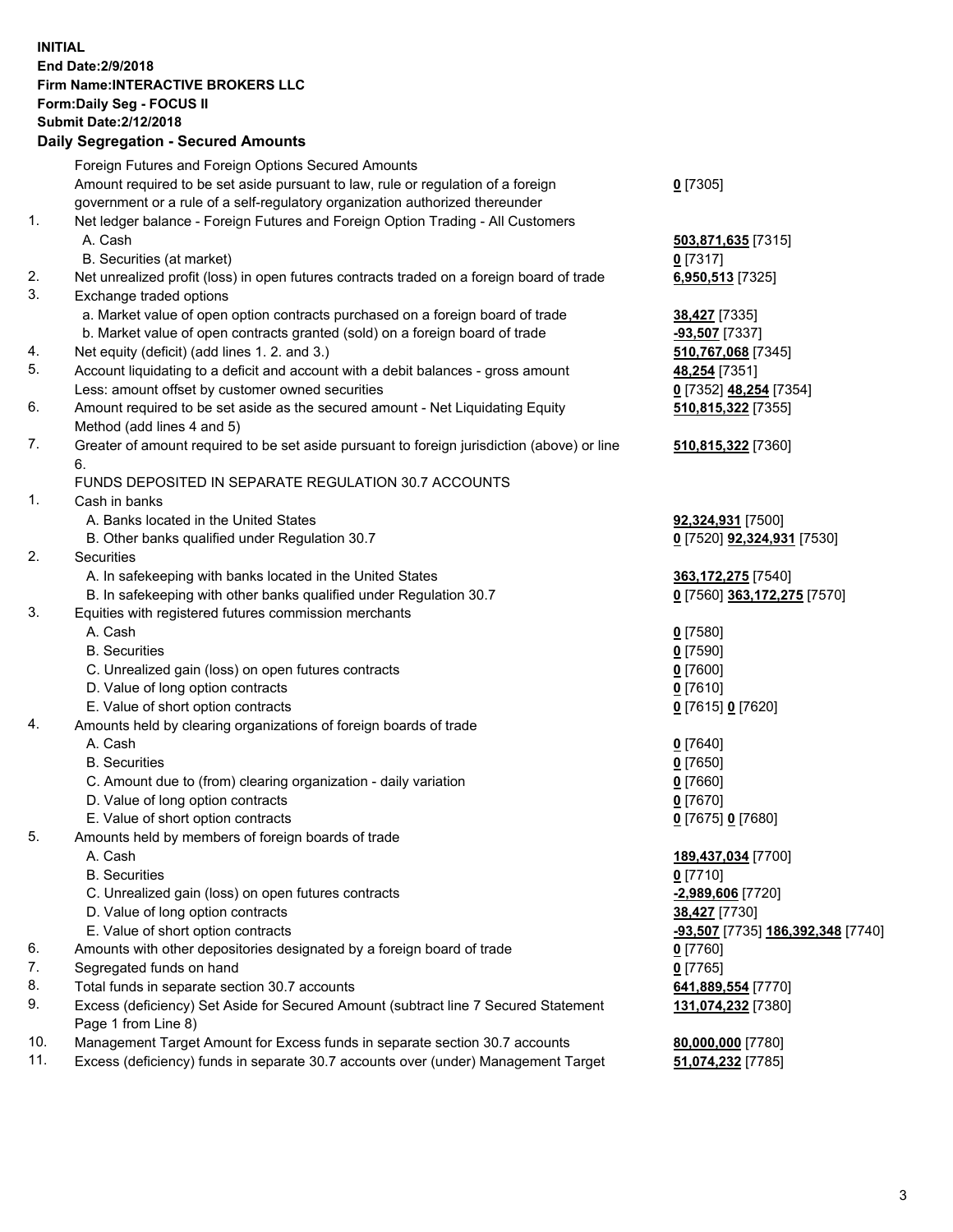**INITIAL**
**End Date:2/9/2018**
**Firm Name:INTERACTIVE BROKERS LLC**
**Form:Daily Seg - FOCUS II**
**Submit Date:2/12/2018**

## Daily Segregation - Secured Amounts

| | | |
|---|---|---|
| | Foreign Futures and Foreign Options Secured Amounts | |
| | Amount required to be set aside pursuant to law, rule or regulation of a foreign government or a rule of a self-regulatory organization authorized thereunder | **0** [7305] |
| 1. | Net ledger balance - Foreign Futures and Foreign Option Trading - All Customers | |
| | A. Cash | **503,871,635** [7315] |
| | B. Securities (at market) | **0** [7317] |
| 2. | Net unrealized profit (loss) in open futures contracts traded on a foreign board of trade | **6,950,513** [7325] |
| 3. | Exchange traded options | |
| | a. Market value of open option contracts purchased on a foreign board of trade | **38,427** [7335] |
| | b. Market value of open contracts granted (sold) on a foreign board of trade | **-93,507** [7337] |
| 4. | Net equity (deficit) (add lines 1. 2. and 3.) | **510,767,068** [7345] |
| 5. | Account liquidating to a deficit and account with a debit balances - gross amount | **48,254** [7351] |
| | Less: amount offset by customer owned securities | **0** [7352] **48,254** [7354] |
| 6. | Amount required to be set aside as the secured amount - Net Liquidating Equity Method (add lines 4 and 5) | **510,815,322** [7355] |
| 7. | Greater of amount required to be set aside pursuant to foreign jurisdiction (above) or line 6. | **510,815,322** [7360] |
| | FUNDS DEPOSITED IN SEPARATE REGULATION 30.7 ACCOUNTS | |
| 1. | Cash in banks | |
| | A. Banks located in the United States | **92,324,931** [7500] |
| | B. Other banks qualified under Regulation 30.7 | **0** [7520] **92,324,931** [7530] |
| 2. | Securities | |
| | A. In safekeeping with banks located in the United States | **363,172,275** [7540] |
| | B. In safekeeping with other banks qualified under Regulation 30.7 | **0** [7560] **363,172,275** [7570] |
| 3. | Equities with registered futures commission merchants | |
| | A. Cash | **0** [7580] |
| | B. Securities | **0** [7590] |
| | C. Unrealized gain (loss) on open futures contracts | **0** [7600] |
| | D. Value of long option contracts | **0** [7610] |
| | E. Value of short option contracts | **0** [7615] **0** [7620] |
| 4. | Amounts held by clearing organizations of foreign boards of trade | |
| | A. Cash | **0** [7640] |
| | B. Securities | **0** [7650] |
| | C. Amount due to (from) clearing organization - daily variation | **0** [7660] |
| | D. Value of long option contracts | **0** [7670] |
| | E. Value of short option contracts | **0** [7675] **0** [7680] |
| 5. | Amounts held by members of foreign boards of trade | |
| | A. Cash | **189,437,034** [7700] |
| | B. Securities | **0** [7710] |
| | C. Unrealized gain (loss) on open futures contracts | **-2,989,606** [7720] |
| | D. Value of long option contracts | **38,427** [7730] |
| | E. Value of short option contracts | **-93,507** [7735] **186,392,348** [7740] |
| 6. | Amounts with other depositories designated by a foreign board of trade | **0** [7760] |
| 7. | Segregated funds on hand | **0** [7765] |
| 8. | Total funds in separate section 30.7 accounts | **641,889,554** [7770] |
| 9. | Excess (deficiency) Set Aside for Secured Amount (subtract line 7 Secured Statement Page 1 from Line 8) | **131,074,232** [7380] |
| 10. | Management Target Amount for Excess funds in separate section 30.7 accounts | **80,000,000** [7780] |
| 11. | Excess (deficiency) funds in separate 30.7 accounts over (under) Management Target | **51,074,232** [7785] |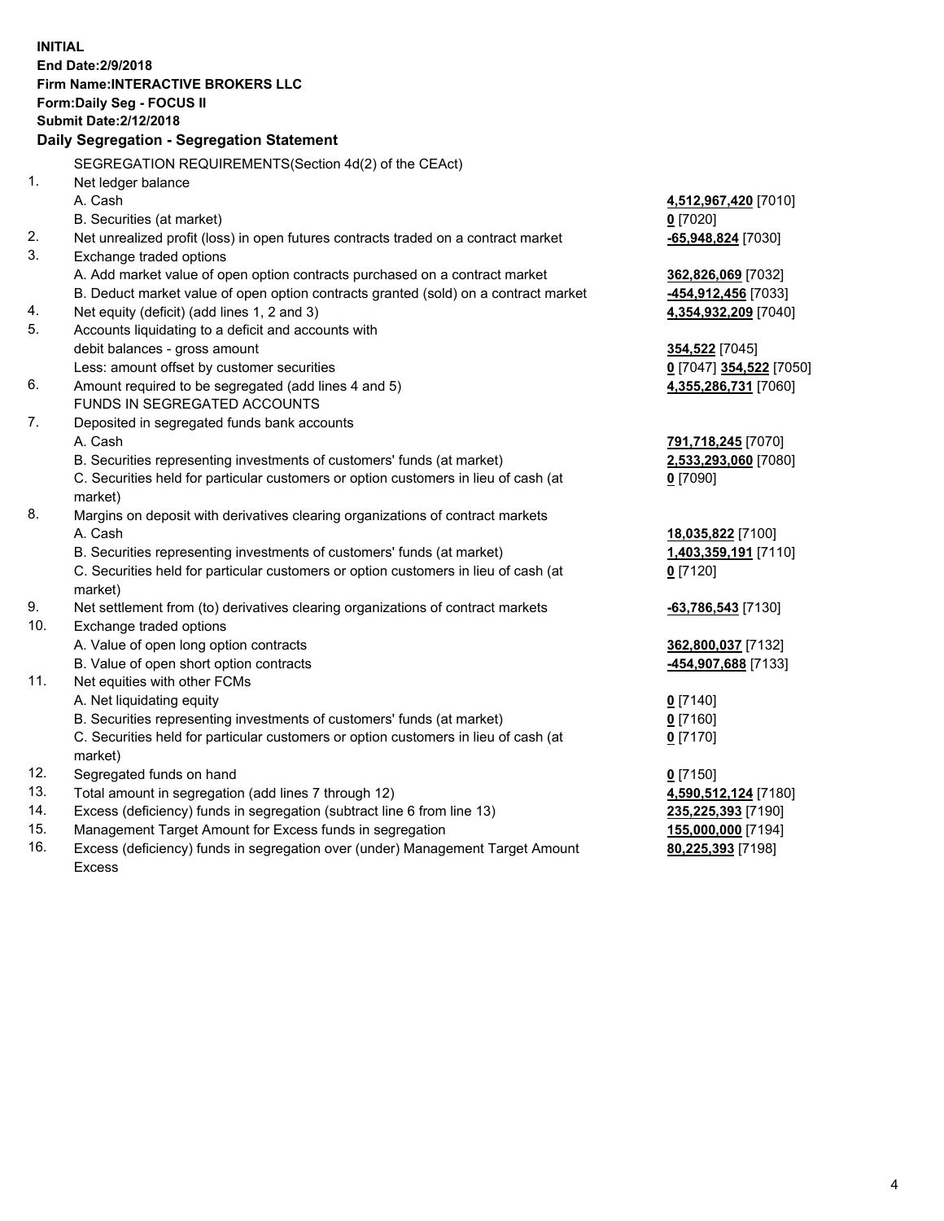**INITIAL**
**End Date:2/9/2018**
**Firm Name:INTERACTIVE BROKERS LLC**
**Form:Daily Seg - FOCUS II**
**Submit Date:2/12/2018**

### Daily Segregation - Segregation Statement

SEGREGATION REQUIREMENTS(Section 4d(2) of the CEAct)

| | | |
|---|---|---|
| 1. | Net ledger balance | |
| | A. Cash | **4,512,967,420** [7010] |
| | B. Securities (at market) | **0** [7020] |
| 2. | Net unrealized profit (loss) in open futures contracts traded on a contract market | **-65,948,824** [7030] |
| 3. | Exchange traded options | |
| | A. Add market value of open option contracts purchased on a contract market | **362,826,069** [7032] |
| | B. Deduct market value of open option contracts granted (sold) on a contract market | **-454,912,456** [7033] |
| 4. | Net equity (deficit) (add lines 1, 2 and 3) | **4,354,932,209** [7040] |
| 5. | Accounts liquidating to a deficit and accounts with debit balances - gross amount | **354,522** [7045] |
| | Less: amount offset by customer securities | **0** [7047] **354,522** [7050] |
| 6. | Amount required to be segregated (add lines 4 and 5) | **4,355,286,731** [7060] |
| | FUNDS IN SEGREGATED ACCOUNTS | |
| 7. | Deposited in segregated funds bank accounts | |
| | A. Cash | **791,718,245** [7070] |
| | B. Securities representing investments of customers' funds (at market) | **2,533,293,060** [7080] |
| | C. Securities held for particular customers or option customers in lieu of cash (at market) | **0** [7090] |
| 8. | Margins on deposit with derivatives clearing organizations of contract markets | |
| | A. Cash | **18,035,822** [7100] |
| | B. Securities representing investments of customers' funds (at market) | **1,403,359,191** [7110] |
| | C. Securities held for particular customers or option customers in lieu of cash (at market) | **0** [7120] |
| 9. | Net settlement from (to) derivatives clearing organizations of contract markets | **-63,786,543** [7130] |
| 10. | Exchange traded options | |
| | A. Value of open long option contracts | **362,800,037** [7132] |
| | B. Value of open short option contracts | **-454,907,688** [7133] |
| 11. | Net equities with other FCMs | |
| | A. Net liquidating equity | **0** [7140] |
| | B. Securities representing investments of customers' funds (at market) | **0** [7160] |
| | C. Securities held for particular customers or option customers in lieu of cash (at market) | **0** [7170] |
| 12. | Segregated funds on hand | **0** [7150] |
| 13. | Total amount in segregation (add lines 7 through 12) | **4,590,512,124** [7180] |
| 14. | Excess (deficiency) funds in segregation (subtract line 6 from line 13) | **235,225,393** [7190] |
| 15. | Management Target Amount for Excess funds in segregation | **155,000,000** [7194] |
| 16. | Excess (deficiency) funds in segregation over (under) Management Target Amount Excess | **80,225,393** [7198] |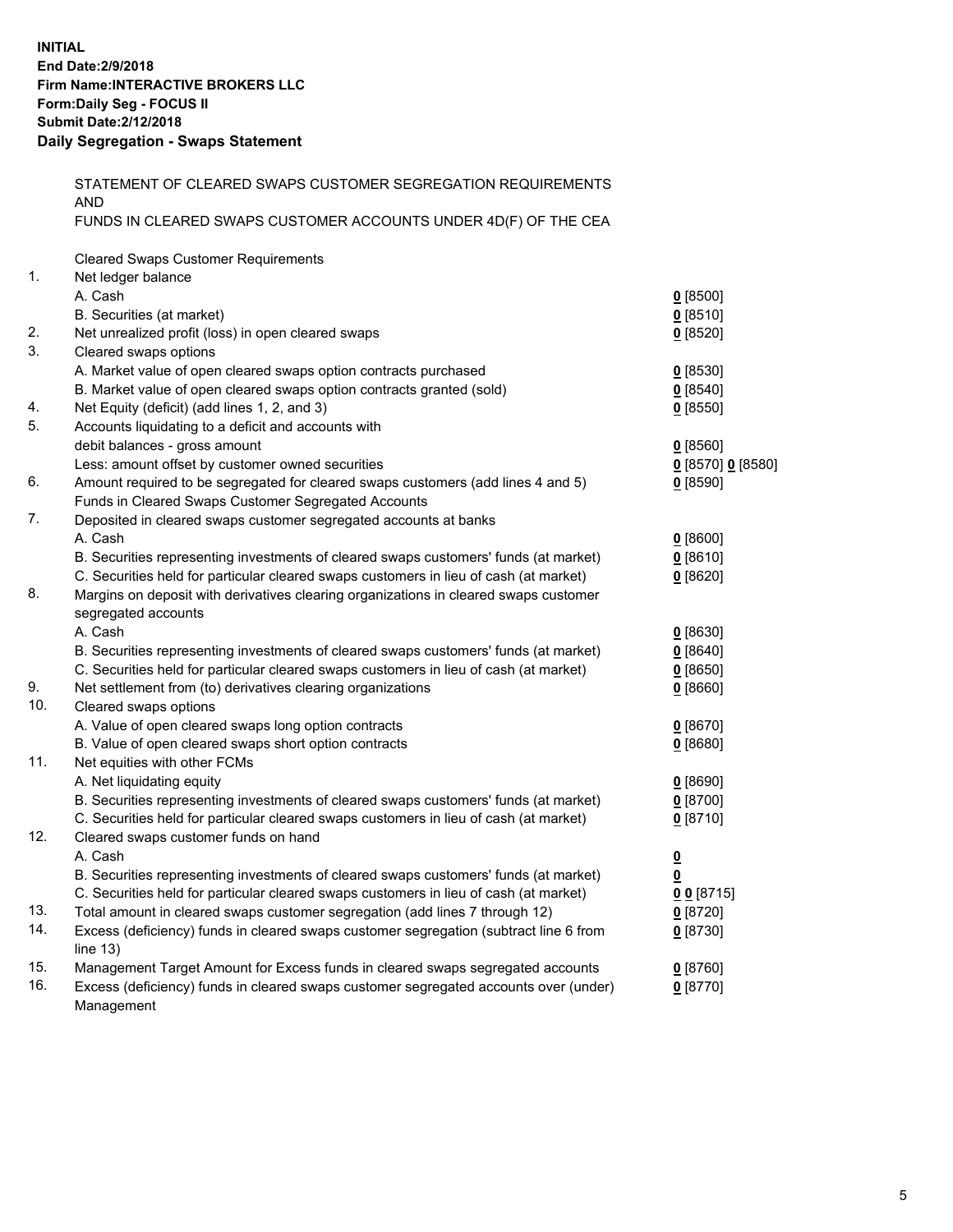**INITIAL**
**End Date:2/9/2018**
**Firm Name:INTERACTIVE BROKERS LLC**
**Form:Daily Seg - FOCUS II**
**Submit Date:2/12/2018**
**Daily Segregation - Swaps Statement**

STATEMENT OF CLEARED SWAPS CUSTOMER SEGREGATION REQUIREMENTS AND FUNDS IN CLEARED SWAPS CUSTOMER ACCOUNTS UNDER 4D(F) OF THE CEA

| | | |
|---|---|---|
| | Cleared Swaps Customer Requirements | |
| 1. | Net ledger balance | |
| | A. Cash | 0 [8500] |
| | B. Securities (at market) | 0 [8510] |
| 2. | Net unrealized profit (loss) in open cleared swaps | 0 [8520] |
| 3. | Cleared swaps options | |
| | A. Market value of open cleared swaps option contracts purchased | 0 [8530] |
| | B. Market value of open cleared swaps option contracts granted (sold) | 0 [8540] |
| 4. | Net Equity (deficit) (add lines 1, 2, and 3) | 0 [8550] |
| 5. | Accounts liquidating to a deficit and accounts with | |
| | debit balances - gross amount | 0 [8560] |
| | Less: amount offset by customer owned securities | 0 [8570] 0 [8580] |
| 6. | Amount required to be segregated for cleared swaps customers (add lines 4 and 5) | 0 [8590] |
| | Funds in Cleared Swaps Customer Segregated Accounts | |
| 7. | Deposited in cleared swaps customer segregated accounts at banks | |
| | A. Cash | 0 [8600] |
| | B. Securities representing investments of cleared swaps customers' funds (at market) | 0 [8610] |
| | C. Securities held for particular cleared swaps customers in lieu of cash (at market) | 0 [8620] |
| 8. | Margins on deposit with derivatives clearing organizations in cleared swaps customer segregated accounts | |
| | A. Cash | 0 [8630] |
| | B. Securities representing investments of cleared swaps customers' funds (at market) | 0 [8640] |
| | C. Securities held for particular cleared swaps customers in lieu of cash (at market) | 0 [8650] |
| 9. | Net settlement from (to) derivatives clearing organizations | 0 [8660] |
| 10. | Cleared swaps options | |
| | A. Value of open cleared swaps long option contracts | 0 [8670] |
| | B. Value of open cleared swaps short option contracts | 0 [8680] |
| 11. | Net equities with other FCMs | |
| | A. Net liquidating equity | 0 [8690] |
| | B. Securities representing investments of cleared swaps customers' funds (at market) | 0 [8700] |
| | C. Securities held for particular cleared swaps customers in lieu of cash (at market) | 0 [8710] |
| 12. | Cleared swaps customer funds on hand | |
| | A. Cash | 0 |
| | B. Securities representing investments of cleared swaps customers' funds (at market) | 0 |
| | C. Securities held for particular cleared swaps customers in lieu of cash (at market) | 0 0 [8715] |
| 13. | Total amount in cleared swaps customer segregation (add lines 7 through 12) | 0 [8720] |
| 14. | Excess (deficiency) funds in cleared swaps customer segregation (subtract line 6 from line 13) | 0 [8730] |
| 15. | Management Target Amount for Excess funds in cleared swaps segregated accounts | 0 [8760] |
| 16. | Excess (deficiency) funds in cleared swaps customer segregated accounts over (under) Management | 0 [8770] |